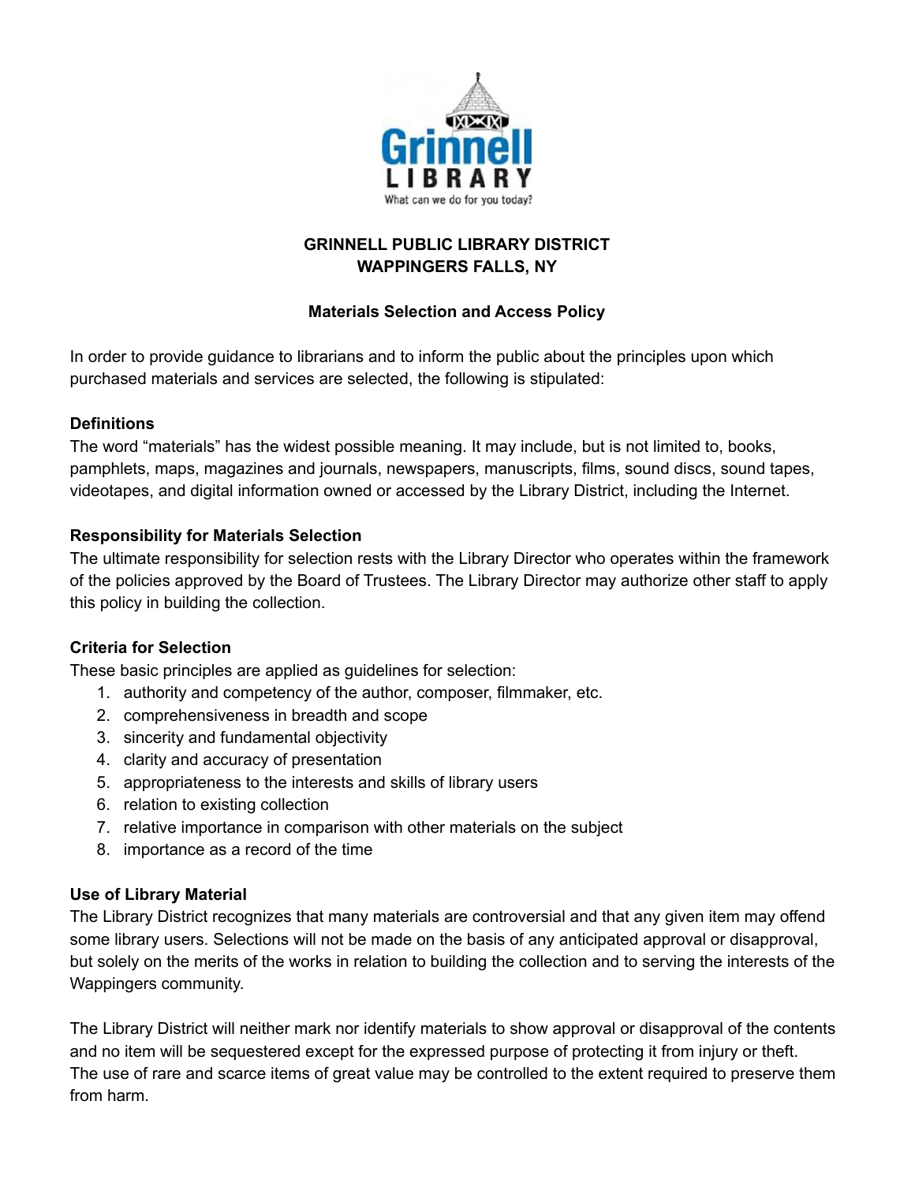**GRINNELL PUBLIC LIBRARY DISTRICT**
**WAPPINGERS FALLS, NY**

**Materials Selection and Access Policy**

In order to provide guidance to librarians and to inform the public about the principles upon which purchased materials and services are selected, the following is stipulated:

### Definitions

The word "materials" has the widest possible meaning. It may include, but is not limited to, books, pamphlets, maps, magazines and journals, newspapers, manuscripts, films, sound discs, sound tapes, videotapes, and digital information owned or accessed by the Library District, including the Internet.

### Responsibility for Materials Selection

The ultimate responsibility for selection rests with the Library Director who operates within the framework of the policies approved by the Board of Trustees. The Library Director may authorize other staff to apply this policy in building the collection.

### Criteria for Selection

These basic principles are applied as guidelines for selection:

1. authority and competency of the author, composer, filmmaker, etc.
2. comprehensiveness in breadth and scope
3. sincerity and fundamental objectivity
4. clarity and accuracy of presentation
5. appropriateness to the interests and skills of library users
6. relation to existing collection
7. relative importance in comparison with other materials on the subject
8. importance as a record of the time

### Use of Library Material

The Library District recognizes that many materials are controversial and that any given item may offend some library users. Selections will not be made on the basis of any anticipated approval or disapproval, but solely on the merits of the works in relation to building the collection and to serving the interests of the Wappingers community.

The Library District will neither mark nor identify materials to show approval or disapproval of the contents and no item will be sequestered except for the expressed purpose of protecting it from injury or theft. The use of rare and scarce items of great value may be controlled to the extent required to preserve them from harm.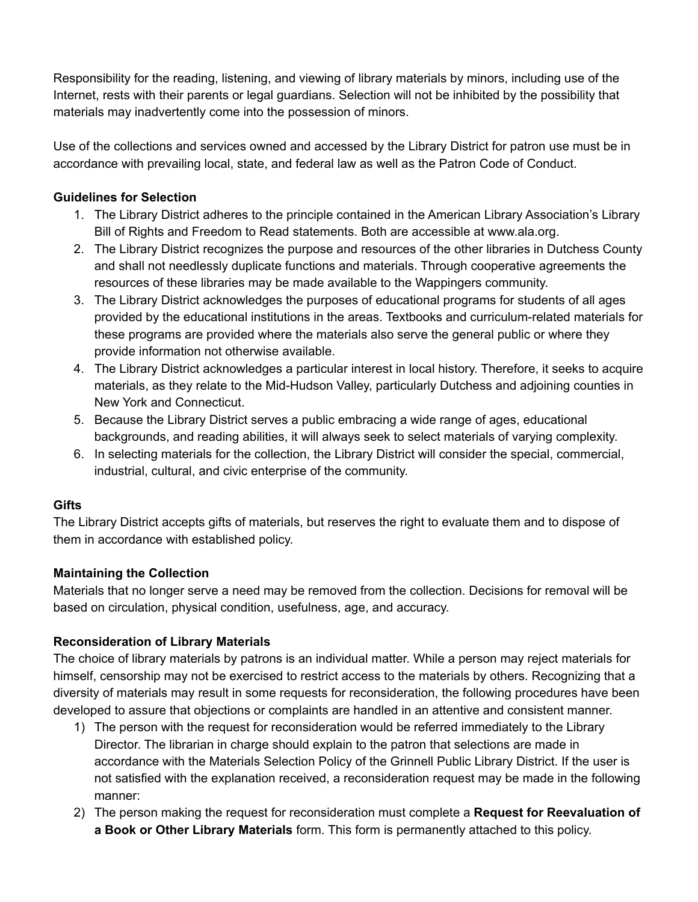Responsibility for the reading, listening, and viewing of library materials by minors, including use of the Internet, rests with their parents or legal guardians. Selection will not be inhibited by the possibility that materials may inadvertently come into the possession of minors.

Use of the collections and services owned and accessed by the Library District for patron use must be in accordance with prevailing local, state, and federal law as well as the Patron Code of Conduct.

**Guidelines for Selection**

1. The Library District adheres to the principle contained in the American Library Association's Library Bill of Rights and Freedom to Read statements. Both are accessible at www.ala.org.
2. The Library District recognizes the purpose and resources of the other libraries in Dutchess County and shall not needlessly duplicate functions and materials. Through cooperative agreements the resources of these libraries may be made available to the Wappingers community.
3. The Library District acknowledges the purposes of educational programs for students of all ages provided by the educational institutions in the areas. Textbooks and curriculum-related materials for these programs are provided where the materials also serve the general public or where they provide information not otherwise available.
4. The Library District acknowledges a particular interest in local history. Therefore, it seeks to acquire materials, as they relate to the Mid-Hudson Valley, particularly Dutchess and adjoining counties in New York and Connecticut.
5. Because the Library District serves a public embracing a wide range of ages, educational backgrounds, and reading abilities, it will always seek to select materials of varying complexity.
6. In selecting materials for the collection, the Library District will consider the special, commercial, industrial, cultural, and civic enterprise of the community.

**Gifts**

The Library District accepts gifts of materials, but reserves the right to evaluate them and to dispose of them in accordance with established policy.

**Maintaining the Collection**

Materials that no longer serve a need may be removed from the collection. Decisions for removal will be based on circulation, physical condition, usefulness, age, and accuracy.

**Reconsideration of Library Materials**

The choice of library materials by patrons is an individual matter. While a person may reject materials for himself, censorship may not be exercised to restrict access to the materials by others. Recognizing that a diversity of materials may result in some requests for reconsideration, the following procedures have been developed to assure that objections or complaints are handled in an attentive and consistent manner.

1) The person with the request for reconsideration would be referred immediately to the Library Director. The librarian in charge should explain to the patron that selections are made in accordance with the Materials Selection Policy of the Grinnell Public Library District. If the user is not satisfied with the explanation received, a reconsideration request may be made in the following manner:
2) The person making the request for reconsideration must complete a **Request for Reevaluation of a Book or Other Library Materials** form. This form is permanently attached to this policy.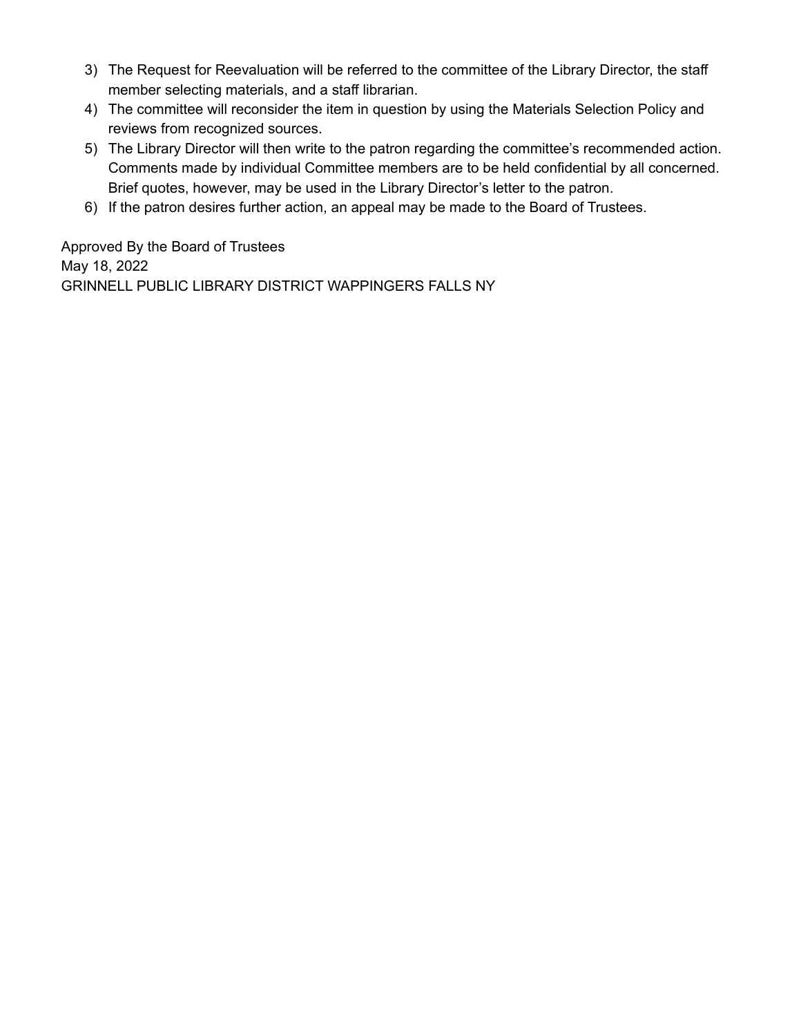3) The Request for Reevaluation will be referred to the committee of the Library Director, the staff member selecting materials, and a staff librarian.
4) The committee will reconsider the item in question by using the Materials Selection Policy and reviews from recognized sources.
5) The Library Director will then write to the patron regarding the committee's recommended action. Comments made by individual Committee members are to be held confidential by all concerned. Brief quotes, however, may be used in the Library Director's letter to the patron.
6) If the patron desires further action, an appeal may be made to the Board of Trustees.

Approved By the Board of Trustees
May 18, 2022
GRINNELL PUBLIC LIBRARY DISTRICT WAPPINGERS FALLS NY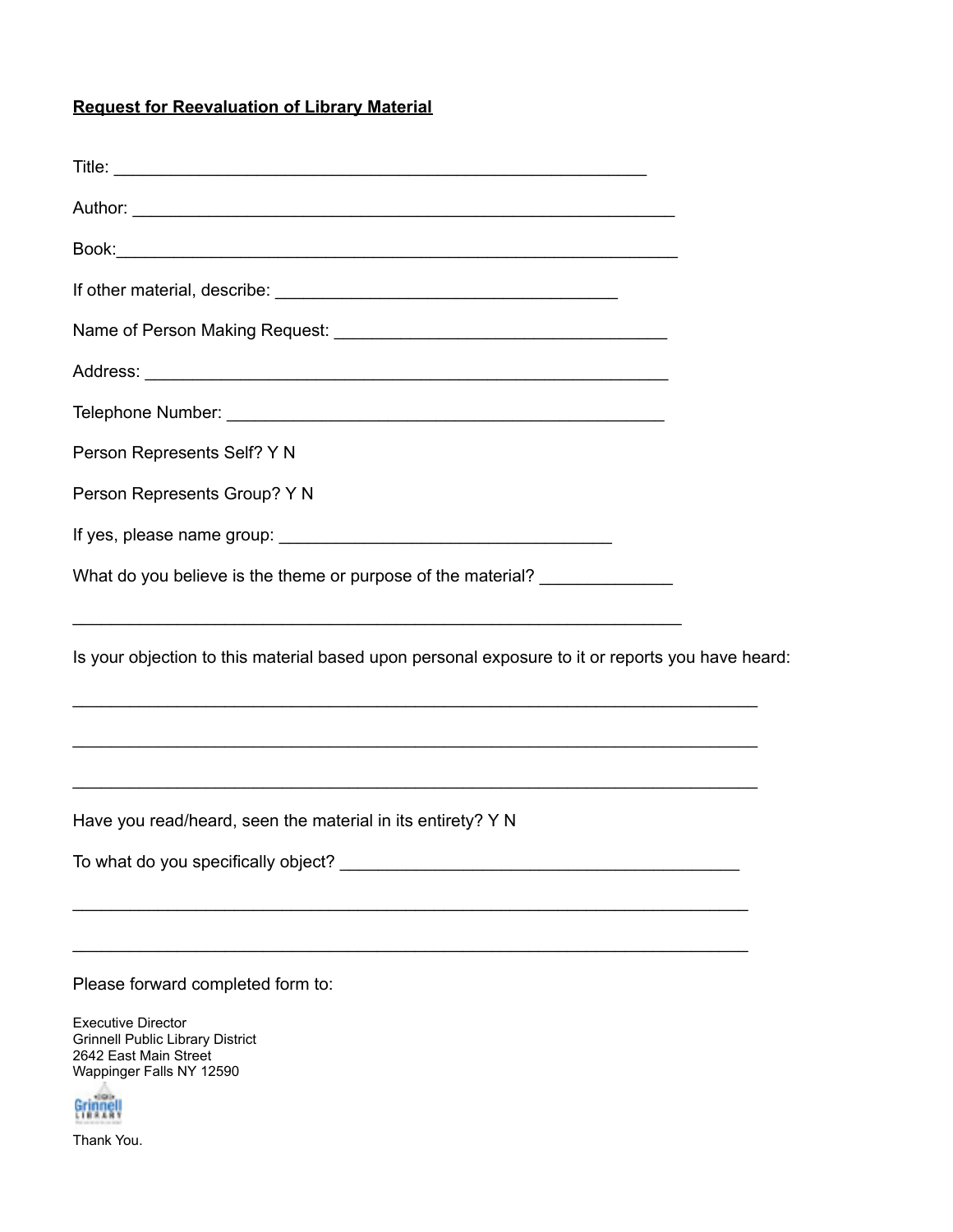**Request for Reevaluation of Library Material**

Title: ___________________________________________________________

Author: ___________________________________________________________

Book:_____________________________________________________________

If other material, describe: ____________________________________

Name of Person Making Request: ___________________________________

Address: __________________________________________________________

Telephone Number: _________________________________________________

Person Represents Self? Y N

Person Represents Group? Y N

If yes, please name group: ______________________________________

What do you believe is the theme or purpose of the material? ______________

_____________________________________________________________________

Is your objection to this material based upon personal exposure to it or reports you have heard:

_____________________________________________________________________

_____________________________________________________________________

_____________________________________________________________________

Have you read/heard, seen the material in its entirety? Y N

To what do you specifically object? ___________________________________________

_____________________________________________________________________

_____________________________________________________________________

Please forward completed form to:

Executive Director
Grinnell Public Library District
2642 East Main Street
Wappinger Falls NY 12590

Thank You.